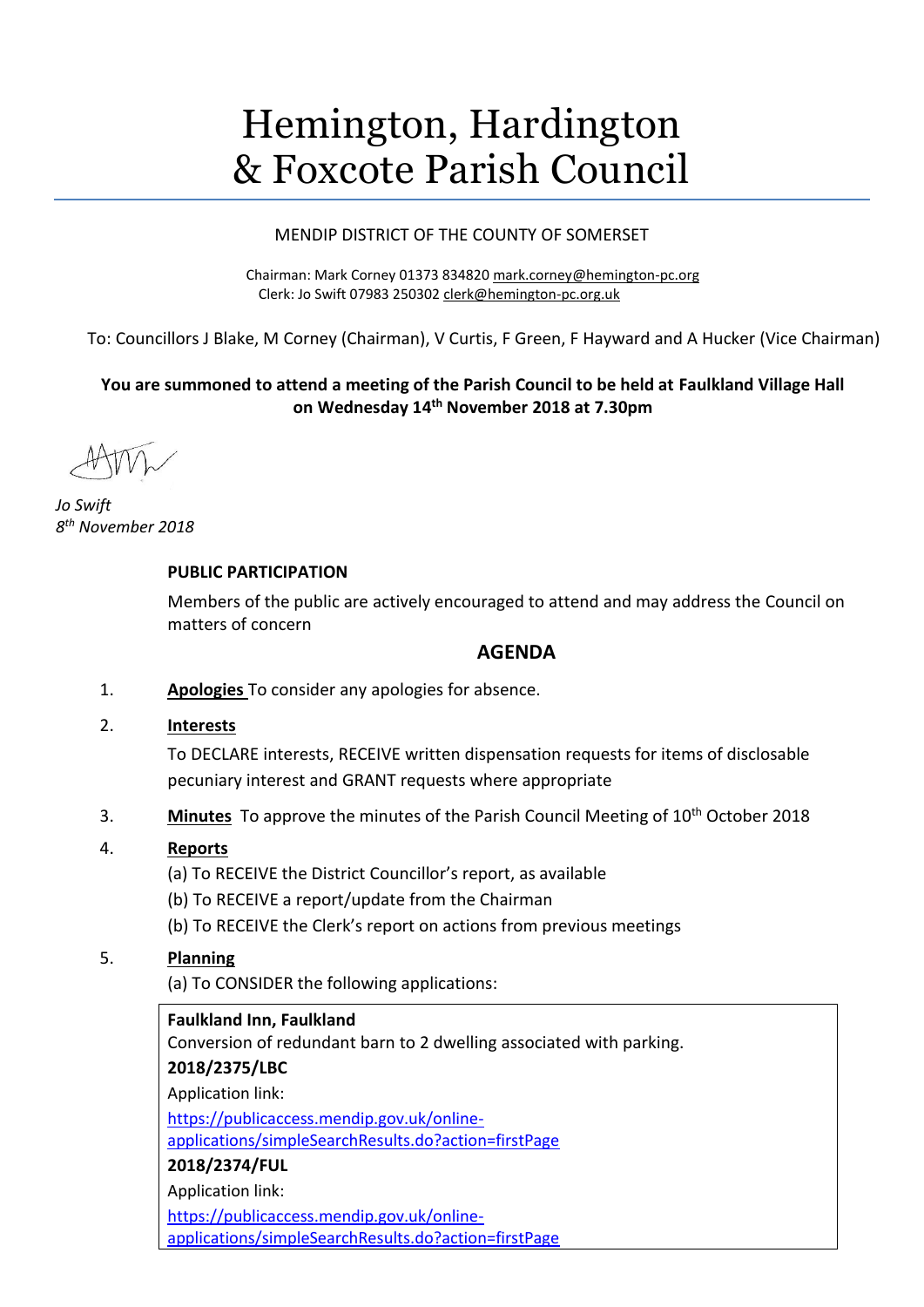# Hemington, Hardington & Foxcote Parish Council

MENDIP DISTRICT OF THE COUNTY OF SOMERSET

Chairman: Mark Corney 01373 834820 mark.corney@hemington-pc.org
Clerk: Jo Swift 07983 250302 clerk@hemington-pc.org.uk

To: Councillors J Blake, M Corney (Chairman), V Curtis, F Green, F Hayward and A Hucker (Vice Chairman)

**You are summoned to attend a meeting of the Parish Council to be held at Faulkland Village Hall on Wednesday 14th November 2018 at 7.30pm**

*Jo Swift*
*8th November 2018*

**PUBLIC PARTICIPATION**

Members of the public are actively encouraged to attend and may address the Council on matters of concern

## AGENDA

1. **Apologies** To consider any apologies for absence.

2. **Interests**

   To DECLARE interests, RECEIVE written dispensation requests for items of disclosable pecuniary interest and GRANT requests where appropriate

3. **Minutes** To approve the minutes of the Parish Council Meeting of 10th October 2018

4. **Reports**

   (a) To RECEIVE the District Councillor's report, as available

   (b) To RECEIVE a report/update from the Chairman

   (b) To RECEIVE the Clerk's report on actions from previous meetings

5. **Planning**

   (a) To CONSIDER the following applications:

   **Faulkland Inn, Faulkland**
   Conversion of redundant barn to 2 dwelling associated with parking.
   **2018/2375/LBC**
   Application link:
   https://publicaccess.mendip.gov.uk/online-applications/simpleSearchResults.do?action=firstPage
   **2018/2374/FUL**
   Application link:
   https://publicaccess.mendip.gov.uk/online-applications/simpleSearchResults.do?action=firstPage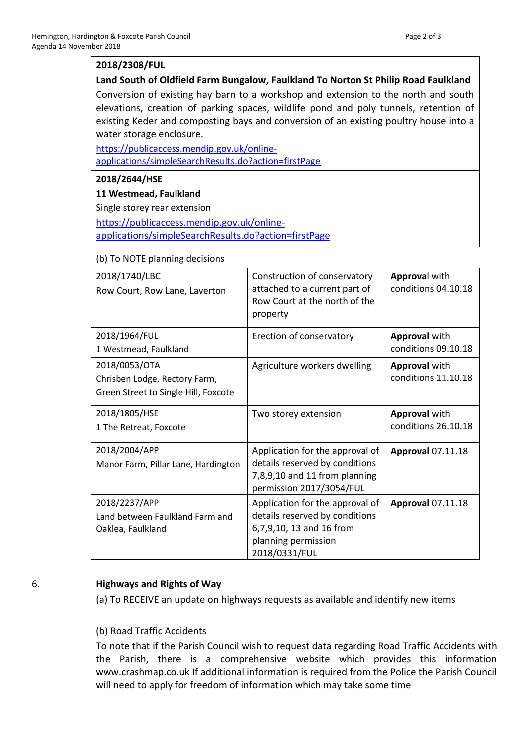| **2018/2308/FUL** |
|---|
| **Land South of Oldfield Farm Bungalow, Faulkland To Norton St Philip Road Faulkland** Conversion of existing hay barn to a workshop and extension to the north and south elevations, creation of parking spaces, wildlife pond and poly tunnels, retention of existing Keder and composting bays and conversion of an existing poultry house into a water storage enclosure. https://publicaccess.mendip.gov.uk/online-applications/simpleSearchResults.do?action=firstPage |
| **2018/2644/HSE** |
| **11 Westmead, Faulkland** Single storey rear extension https://publicaccess.mendip.gov.uk/online-applications/simpleSearchResults.do?action=firstPage |

(b) To NOTE planning decisions

| | | |
|---|---|---|
| 2018/1740/LBC Row Court, Row Lane, Laverton | Construction of conservatory attached to a current part of Row Court at the north of the property | **Approva**l with conditions 04.10.18 |
| 2018/1964/FUL 1 Westmead, Faulkland | Erection of conservatory | **Approval** with conditions 09.10.18 |
| 2018/0053/OTA Chrisben Lodge, Rectory Farm, Green Street to Single Hill, Foxcote | Agriculture workers dwelling | **Approval** with conditions 11.10.18 |
| 2018/1805/HSE 1 The Retreat, Foxcote | Two storey extension | **Approval** with conditions 26.10.18 |
| 2018/2004/APP Manor Farm, Pillar Lane, Hardington | Application for the approval of details reserved by conditions 7,8,9,10 and 11 from planning permission 2017/3054/FUL | **Approval** 07.11.18 |
| 2018/2237/APP Land between Faulkland Farm and Oaklea, Faulkland | Application for the approval of details reserved by conditions 6,7,9,10, 13 and 16 from planning permission 2018/0331/FUL | **Approval** 07.11.18 |

6. **Highways and Rights of Way**

(a) To RECEIVE an update on highways requests as available and identify new items

(b) Road Traffic Accidents

To note that if the Parish Council wish to request data regarding Road Traffic Accidents with the Parish, there is a comprehensive website which provides this information www.crashmap.co.uk If additional information is required from the Police the Parish Council will need to apply for freedom of information which may take some time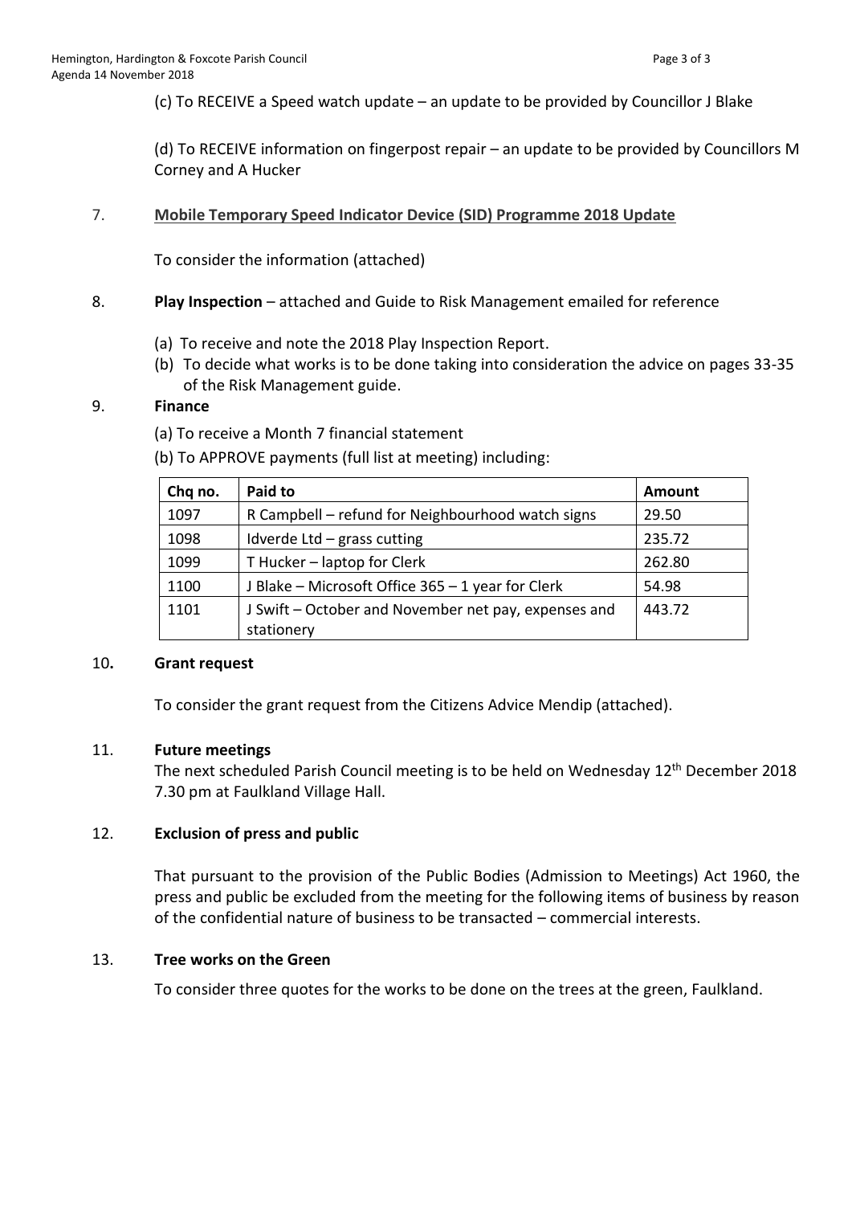(c) To RECEIVE a Speed watch update – an update to be provided by Councillor J Blake

(d) To RECEIVE information on fingerpost repair – an update to be provided by Councillors M Corney and A Hucker

7. **Mobile Temporary Speed Indicator Device (SID) Programme 2018 Update**

To consider the information (attached)

8. **Play Inspection** – attached and Guide to Risk Management emailed for reference

(a) To receive and note the 2018 Play Inspection Report.
(b) To decide what works is to be done taking into consideration the advice on pages 33-35 of the Risk Management guide.

9. **Finance**

(a) To receive a Month 7 financial statement
(b) To APPROVE payments (full list at meeting) including:

| Chq no. | Paid to | Amount |
|---|---|---|
| 1097 | R Campbell – refund for Neighbourhood watch signs | 29.50 |
| 1098 | Idverde Ltd – grass cutting | 235.72 |
| 1099 | T Hucker – laptop for Clerk | 262.80 |
| 1100 | J Blake – Microsoft Office 365 – 1 year for Clerk | 54.98 |
| 1101 | J Swift – October and November net pay, expenses and stationery | 443.72 |

10. **Grant request**

To consider the grant request from the Citizens Advice Mendip (attached).

11. **Future meetings**

The next scheduled Parish Council meeting is to be held on Wednesday 12th December 2018 7.30 pm at Faulkland Village Hall.

12. **Exclusion of press and public**

That pursuant to the provision of the Public Bodies (Admission to Meetings) Act 1960, the press and public be excluded from the meeting for the following items of business by reason of the confidential nature of business to be transacted – commercial interests.

13. **Tree works on the Green**

To consider three quotes for the works to be done on the trees at the green, Faulkland.